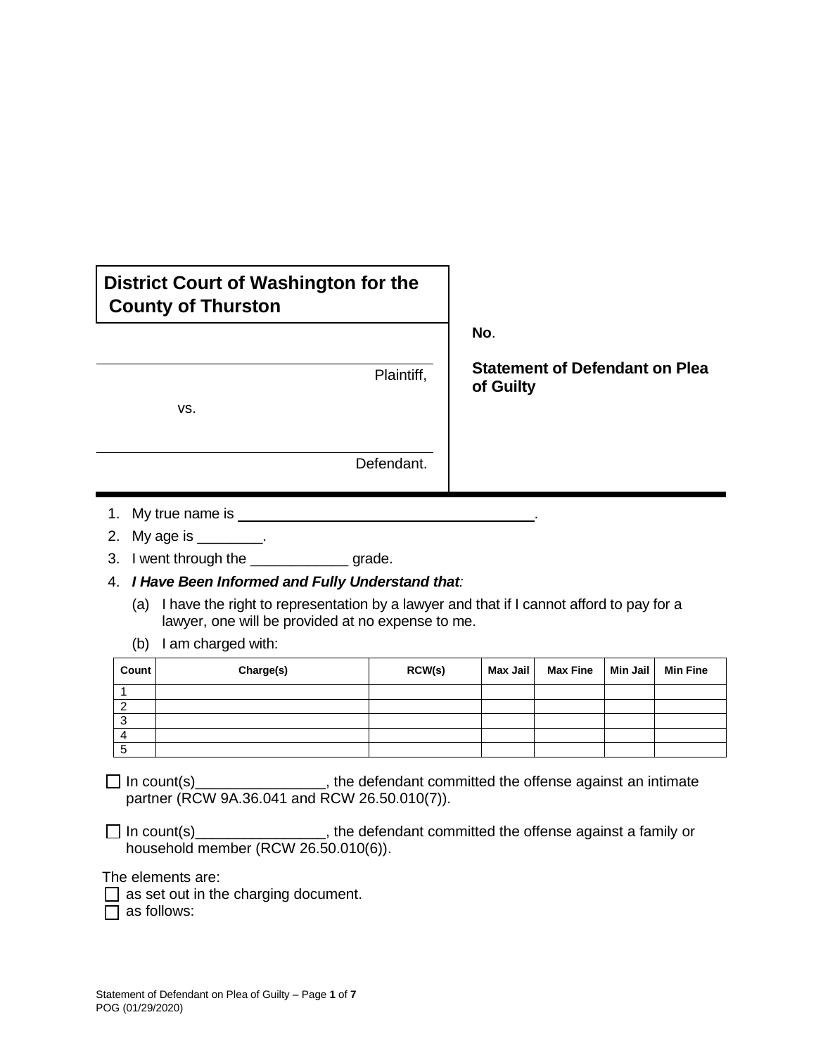**District Court of Washington for the County of Thurston**

\_\_\_\_\_\_\_\_\_\_\_\_\_\_\_\_\_\_\_\_\_\_\_\_\_\_\_\_\_\_\_\_\_\_\_\_\_\_\_\_ Plaintiff,

vs.

\_\_\_\_\_\_\_\_\_\_\_\_\_\_\_\_\_\_\_\_\_\_\_\_\_\_\_\_\_\_\_\_\_\_\_\_\_\_\_\_ Defendant.

**No**.

**Statement of Defendant on Plea of Guilty**

1. My true name is \_\_\_\_\_\_\_\_\_\_\_\_\_\_\_\_\_\_\_\_\_\_\_\_\_\_\_\_\_\_\_\_\_\_\_\_\_\_.
2. My age is \_\_\_\_\_\_\_\_.
3. I went through the \_\_\_\_\_\_\_\_\_\_\_\_ grade.
4. ***I Have Been Informed and Fully Understand that:***

   (a) I have the right to representation by a lawyer and that if I cannot afford to pay for a lawyer, one will be provided at no expense to me.

   (b) I am charged with:

| Count | Charge(s) | RCW(s) | Max Jail | Max Fine | Min Jail | Min Fine |
|---|---|---|---|---|---|---|
| 1 | | | | | | |
| 2 | | | | | | |
| 3 | | | | | | |
| 4 | | | | | | |
| 5 | | | | | | |

☐ In count(s)\_\_\_\_\_\_\_\_\_\_\_\_\_\_\_\_, the defendant committed the offense against an intimate partner (RCW 9A.36.041 and RCW 26.50.010(7)).

☐ In count(s)\_\_\_\_\_\_\_\_\_\_\_\_\_\_\_\_, the defendant committed the offense against a family or household member (RCW 26.50.010(6)).

The elements are:

☐ as set out in the charging document.

☐ as follows: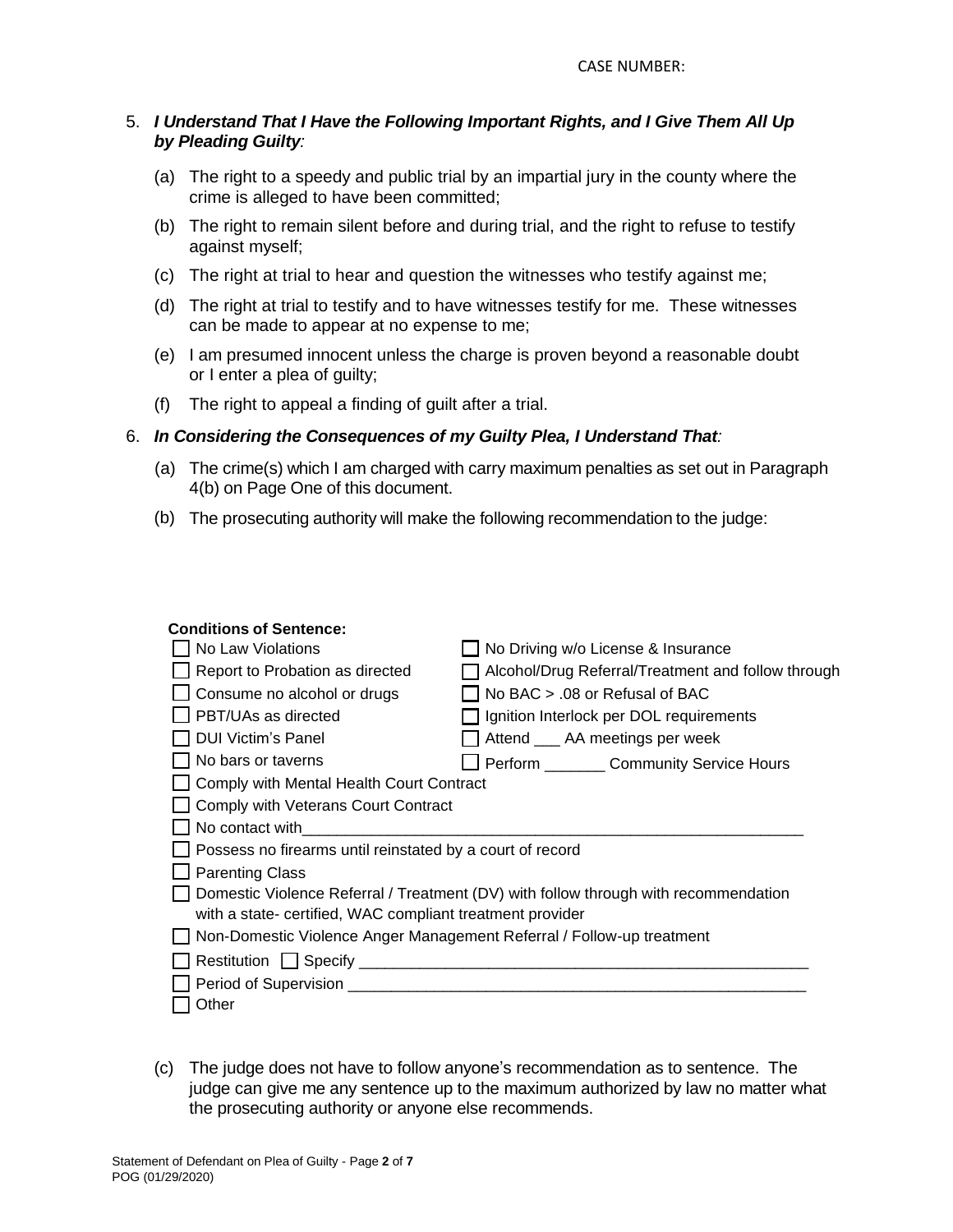CASE NUMBER:

5. ***I Understand That I Have the Following Important Rights, and I Give Them All Up by Pleading Guilty:***

   (a) The right to a speedy and public trial by an impartial jury in the county where the crime is alleged to have been committed;

   (b) The right to remain silent before and during trial, and the right to refuse to testify against myself;

   (c) The right at trial to hear and question the witnesses who testify against me;

   (d) The right at trial to testify and to have witnesses testify for me. These witnesses can be made to appear at no expense to me;

   (e) I am presumed innocent unless the charge is proven beyond a reasonable doubt or I enter a plea of guilty;

   (f) The right to appeal a finding of guilt after a trial.

6. ***In Considering the Consequences of my Guilty Plea, I Understand That:***

   (a) The crime(s) which I am charged with carry maximum penalties as set out in Paragraph 4(b) on Page One of this document.

   (b) The prosecuting authority will make the following recommendation to the judge:

**Conditions of Sentence:**

- ☐ No Law Violations
- ☐ Report to Probation as directed
- ☐ Consume no alcohol or drugs
- ☐ PBT/UAs as directed
- ☐ DUI Victim's Panel
- ☐ No bars or taverns
- ☐ No Driving w/o License & Insurance
- ☐ Alcohol/Drug Referral/Treatment and follow through
- ☐ No BAC > .08 or Refusal of BAC
- ☐ Ignition Interlock per DOL requirements
- ☐ Attend ___ AA meetings per week
- ☐ Perform _______ Community Service Hours
- ☐ Comply with Mental Health Court Contract
- ☐ Comply with Veterans Court Contract
- ☐ No contact with___________________________________________________________
- ☐ Possess no firearms until reinstated by a court of record
- ☐ Parenting Class
- ☐ Domestic Violence Referral / Treatment (DV) with follow through with recommendation with a state- certified, WAC compliant treatment provider
- ☐ Non-Domestic Violence Anger Management Referral / Follow-up treatment
- ☐ Restitution ☐ Specify ____________________________________________________
- ☐ Period of Supervision _____________________________________________________
- ☐ Other

   (c) The judge does not have to follow anyone's recommendation as to sentence. The judge can give me any sentence up to the maximum authorized by law no matter what the prosecuting authority or anyone else recommends.

Statement of Defendant on Plea of Guilty - Page **2** of **7**
POG (01/29/2020)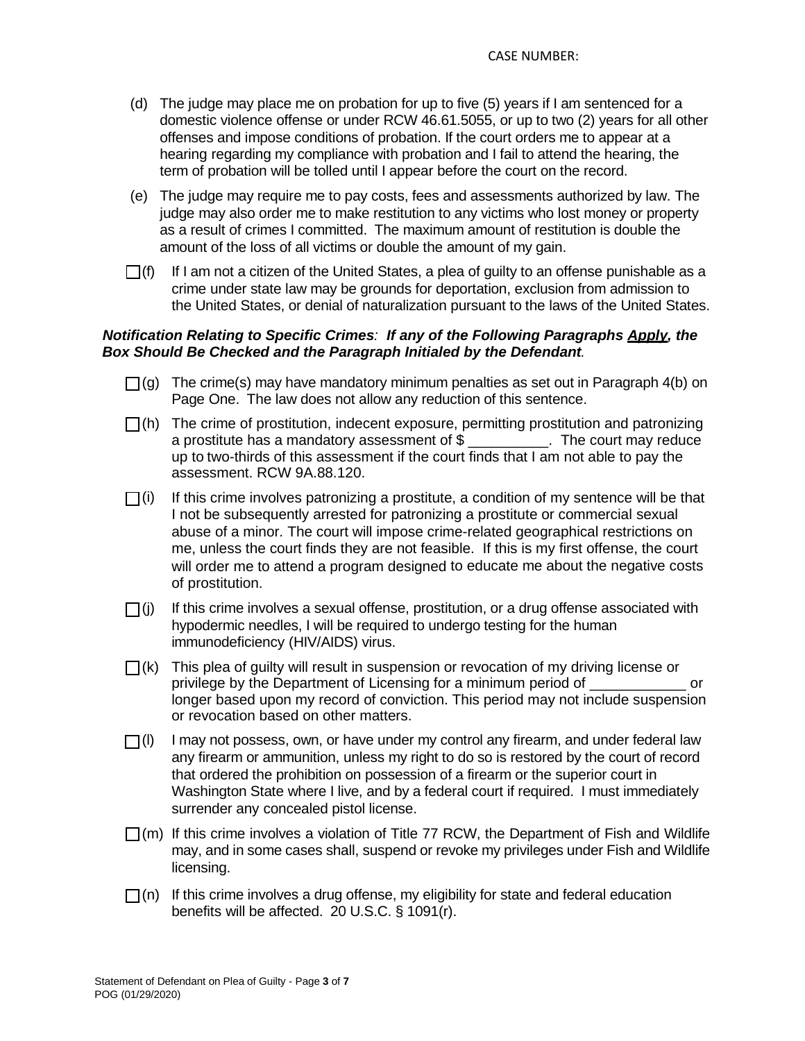CASE NUMBER:

(d) The judge may place me on probation for up to five (5) years if I am sentenced for a domestic violence offense or under RCW 46.61.5055, or up to two (2) years for all other offenses and impose conditions of probation. If the court orders me to appear at a hearing regarding my compliance with probation and I fail to attend the hearing, the term of probation will be tolled until I appear before the court on the record.

(e) The judge may require me to pay costs, fees and assessments authorized by law. The judge may also order me to make restitution to any victims who lost money or property as a result of crimes I committed. The maximum amount of restitution is double the amount of the loss of all victims or double the amount of my gain.

☐ (f) If I am not a citizen of the United States, a plea of guilty to an offense punishable as a crime under state law may be grounds for deportation, exclusion from admission to the United States, or denial of naturalization pursuant to the laws of the United States.

***Notification Relating to Specific Crimes*: *If any of the Following Paragraphs Apply, the Box Should Be Checked and the Paragraph Initialed by the Defendant*.**

☐ (g) The crime(s) may have mandatory minimum penalties as set out in Paragraph 4(b) on Page One. The law does not allow any reduction of this sentence.

☐ (h) The crime of prostitution, indecent exposure, permitting prostitution and patronizing a prostitute has a mandatory assessment of $ __________. The court may reduce up to two-thirds of this assessment if the court finds that I am not able to pay the assessment. RCW 9A.88.120.

☐ (i) If this crime involves patronizing a prostitute, a condition of my sentence will be that I not be subsequently arrested for patronizing a prostitute or commercial sexual abuse of a minor. The court will impose crime-related geographical restrictions on me, unless the court finds they are not feasible. If this is my first offense, the court will order me to attend a program designed to educate me about the negative costs of prostitution.

☐ (j) If this crime involves a sexual offense, prostitution, or a drug offense associated with hypodermic needles, I will be required to undergo testing for the human immunodeficiency (HIV/AIDS) virus.

☐ (k) This plea of guilty will result in suspension or revocation of my driving license or privilege by the Department of Licensing for a minimum period of ____________ or longer based upon my record of conviction. This period may not include suspension or revocation based on other matters.

☐ (l) I may not possess, own, or have under my control any firearm, and under federal law any firearm or ammunition, unless my right to do so is restored by the court of record that ordered the prohibition on possession of a firearm or the superior court in Washington State where I live, and by a federal court if required. I must immediately surrender any concealed pistol license.

☐ (m) If this crime involves a violation of Title 77 RCW, the Department of Fish and Wildlife may, and in some cases shall, suspend or revoke my privileges under Fish and Wildlife licensing.

☐ (n) If this crime involves a drug offense, my eligibility for state and federal education benefits will be affected. 20 U.S.C. § 1091(r).

Statement of Defendant on Plea of Guilty
POG (01/29/2020)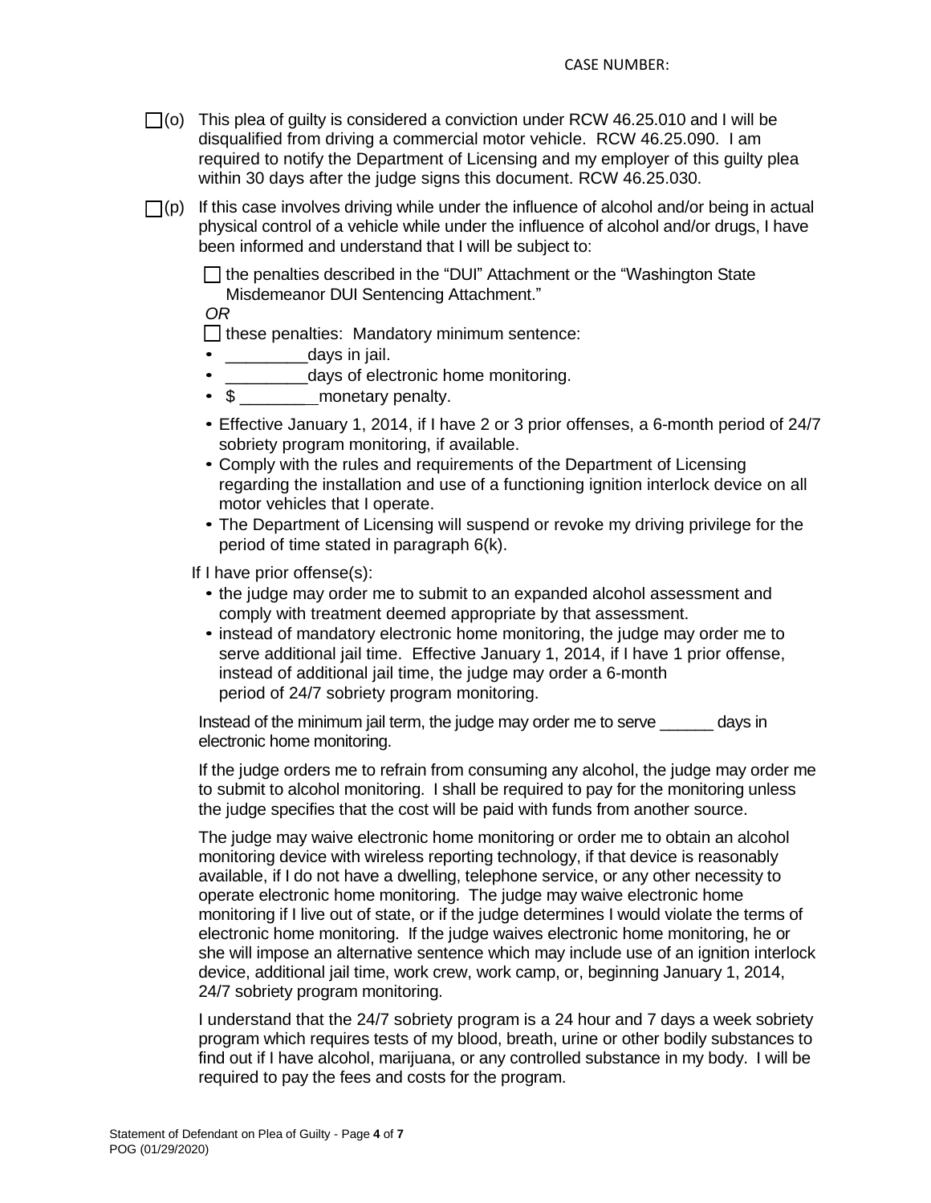CASE NUMBER:

☐ (o) This plea of guilty is considered a conviction under RCW 46.25.010 and I will be disqualified from driving a commercial motor vehicle. RCW 46.25.090. I am required to notify the Department of Licensing and my employer of this guilty plea within 30 days after the judge signs this document. RCW 46.25.030.

☐ (p) If this case involves driving while under the influence of alcohol and/or being in actual physical control of a vehicle while under the influence of alcohol and/or drugs, I have been informed and understand that I will be subject to:

☐ the penalties described in the "DUI" Attachment or the "Washington State Misdemeanor DUI Sentencing Attachment."

*OR*

☐ these penalties: Mandatory minimum sentence:

- _________days in jail.
- _________days of electronic home monitoring.
- $ _________monetary penalty.

- Effective January 1, 2014, if I have 2 or 3 prior offenses, a 6-month period of 24/7 sobriety program monitoring, if available.
- Comply with the rules and requirements of the Department of Licensing regarding the installation and use of a functioning ignition interlock device on all motor vehicles that I operate.
- The Department of Licensing will suspend or revoke my driving privilege for the period of time stated in paragraph 6(k).

If I have prior offense(s):

- the judge may order me to submit to an expanded alcohol assessment and comply with treatment deemed appropriate by that assessment.
- instead of mandatory electronic home monitoring, the judge may order me to serve additional jail time. Effective January 1, 2014, if I have 1 prior offense, instead of additional jail time, the judge may order a 6-month period of 24/7 sobriety program monitoring.

Instead of the minimum jail term, the judge may order me to serve ______ days in electronic home monitoring.

If the judge orders me to refrain from consuming any alcohol, the judge may order me to submit to alcohol monitoring. I shall be required to pay for the monitoring unless the judge specifies that the cost will be paid with funds from another source.

The judge may waive electronic home monitoring or order me to obtain an alcohol monitoring device with wireless reporting technology, if that device is reasonably available, if I do not have a dwelling, telephone service, or any other necessity to operate electronic home monitoring. The judge may waive electronic home monitoring if I live out of state, or if the judge determines I would violate the terms of electronic home monitoring. If the judge waives electronic home monitoring, he or she will impose an alternative sentence which may include use of an ignition interlock device, additional jail time, work crew, work camp, or, beginning January 1, 2014, 24/7 sobriety program monitoring.

I understand that the 24/7 sobriety program is a 24 hour and 7 days a week sobriety program which requires tests of my blood, breath, urine or other bodily substances to find out if I have alcohol, marijuana, or any controlled substance in my body. I will be required to pay the fees and costs for the program.

Statement of Defendant on Plea of Guilty - Page **4** of **7**
POG (01/29/2020)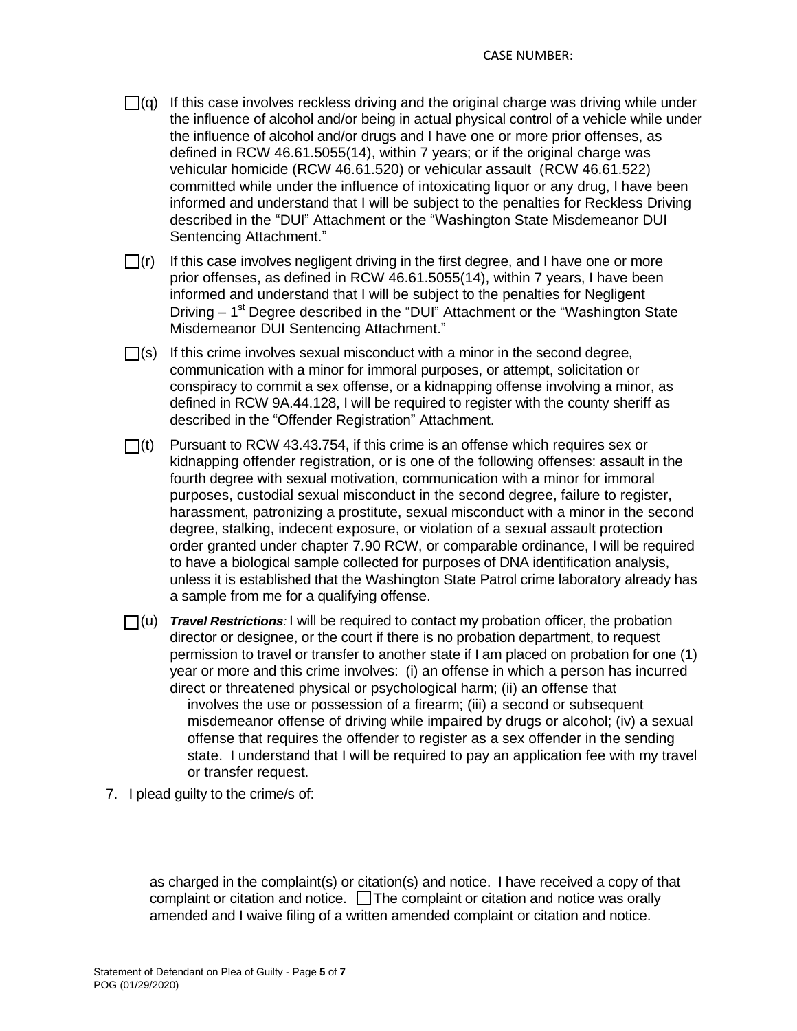CASE NUMBER:

☐(q) If this case involves reckless driving and the original charge was driving while under the influence of alcohol and/or being in actual physical control of a vehicle while under the influence of alcohol and/or drugs and I have one or more prior offenses, as defined in RCW 46.61.5055(14), within 7 years; or if the original charge was vehicular homicide (RCW 46.61.520) or vehicular assault (RCW 46.61.522) committed while under the influence of intoxicating liquor or any drug, I have been informed and understand that I will be subject to the penalties for Reckless Driving described in the "DUI" Attachment or the "Washington State Misdemeanor DUI Sentencing Attachment."

☐(r) If this case involves negligent driving in the first degree, and I have one or more prior offenses, as defined in RCW 46.61.5055(14), within 7 years, I have been informed and understand that I will be subject to the penalties for Negligent Driving – 1st Degree described in the "DUI" Attachment or the "Washington State Misdemeanor DUI Sentencing Attachment."

☐(s) If this crime involves sexual misconduct with a minor in the second degree, communication with a minor for immoral purposes, or attempt, solicitation or conspiracy to commit a sex offense, or a kidnapping offense involving a minor, as defined in RCW 9A.44.128, I will be required to register with the county sheriff as described in the "Offender Registration" Attachment.

☐(t) Pursuant to RCW 43.43.754, if this crime is an offense which requires sex or kidnapping offender registration, or is one of the following offenses: assault in the fourth degree with sexual motivation, communication with a minor for immoral purposes, custodial sexual misconduct in the second degree, failure to register, harassment, patronizing a prostitute, sexual misconduct with a minor in the second degree, stalking, indecent exposure, or violation of a sexual assault protection order granted under chapter 7.90 RCW, or comparable ordinance, I will be required to have a biological sample collected for purposes of DNA identification analysis, unless it is established that the Washington State Patrol crime laboratory already has a sample from me for a qualifying offense.

☐(u) ***Travel Restrictions:*** I will be required to contact my probation officer, the probation director or designee, or the court if there is no probation department, to request permission to travel or transfer to another state if I am placed on probation for one (1) year or more and this crime involves: (i) an offense in which a person has incurred direct or threatened physical or psychological harm; (ii) an offense that involves the use or possession of a firearm; (iii) a second or subsequent misdemeanor offense of driving while impaired by drugs or alcohol; (iv) a sexual offense that requires the offender to register as a sex offender in the sending state. I understand that I will be required to pay an application fee with my travel or transfer request.

7. I plead guilty to the crime/s of:

as charged in the complaint(s) or citation(s) and notice. I have received a copy of that complaint or citation and notice. ☐ The complaint or citation and notice was orally amended and I waive filing of a written amended complaint or citation and notice.

Statement of Defendant on Plea of Guilty
POG (01/29/2020)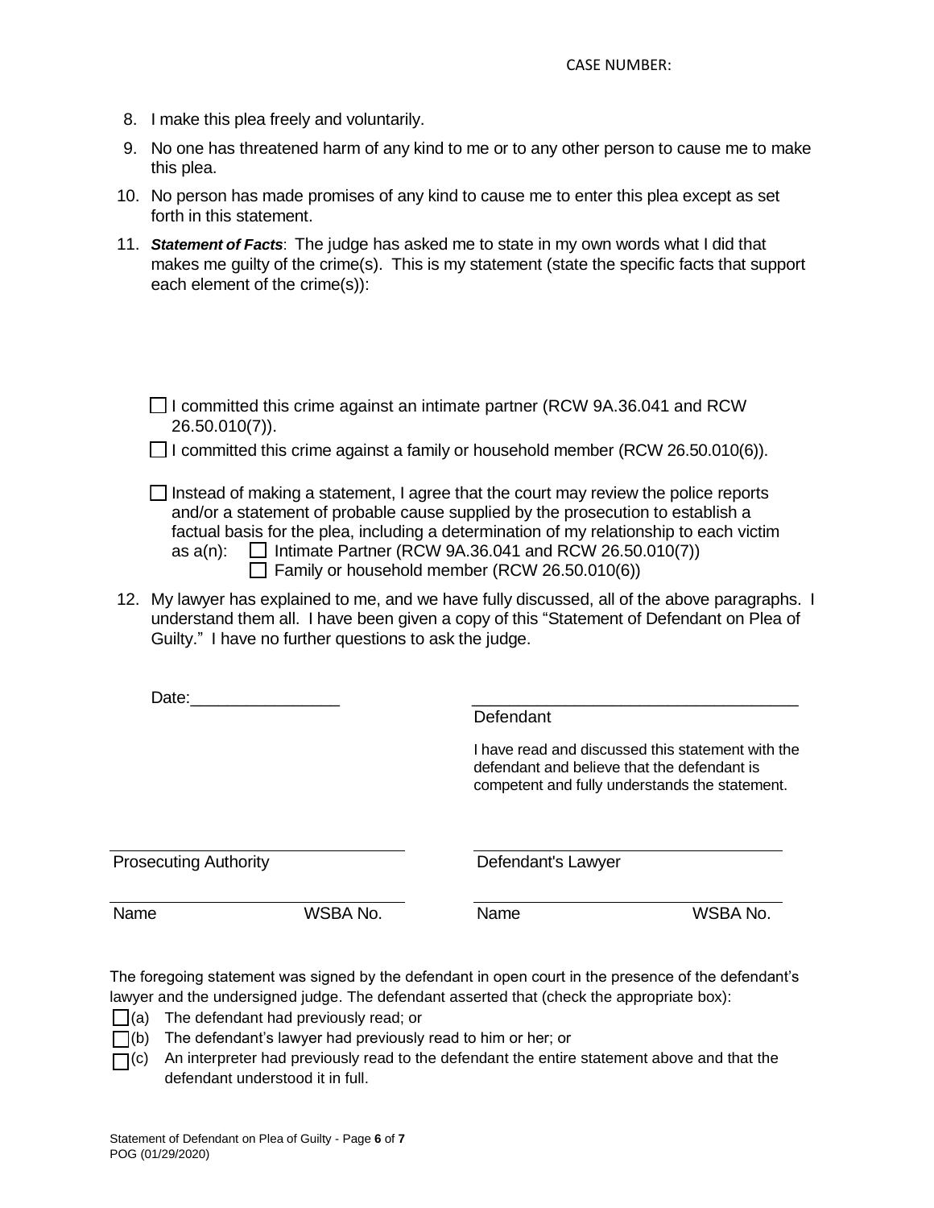CASE NUMBER:

8. I make this plea freely and voluntarily.
9. No one has threatened harm of any kind to me or to any other person to cause me to make this plea.
10. No person has made promises of any kind to cause me to enter this plea except as set forth in this statement.
11. ***Statement of Facts***: The judge has asked me to state in my own words what I did that makes me guilty of the crime(s). This is my statement (state the specific facts that support each element of the crime(s)):

☐ I committed this crime against an intimate partner (RCW 9A.36.041 and RCW 26.50.010(7)).

☐ I committed this crime against a family or household member (RCW 26.50.010(6)).

☐ Instead of making a statement, I agree that the court may review the police reports and/or a statement of probable cause supplied by the prosecution to establish a factual basis for the plea, including a determination of my relationship to each victim as a(n): ☐ Intimate Partner (RCW 9A.36.041 and RCW 26.50.010(7)) ☐ Family or household member (RCW 26.50.010(6))

12. My lawyer has explained to me, and we have fully discussed, all of the above paragraphs. I understand them all. I have been given a copy of this "Statement of Defendant on Plea of Guilty." I have no further questions to ask the judge.

Date:________________ ___________________________________
Defendant

I have read and discussed this statement with the defendant and believe that the defendant is competent and fully understands the statement.

| ___________________________________ | ___________________________________ |
|---|---|
| Prosecuting Authority | Defendant's Lawyer |
| Name WSBA No. | Name WSBA No. |

The foregoing statement was signed by the defendant in open court in the presence of the defendant's lawyer and the undersigned judge. The defendant asserted that (check the appropriate box):

☐ (a) The defendant had previously read; or

☐ (b) The defendant's lawyer had previously read to him or her; or

☐ (c) An interpreter had previously read to the defendant the entire statement above and that the defendant understood it in full.

Statement of Defendant on Plea of Guilty - Page **6** of **7**
POG (01/29/2020)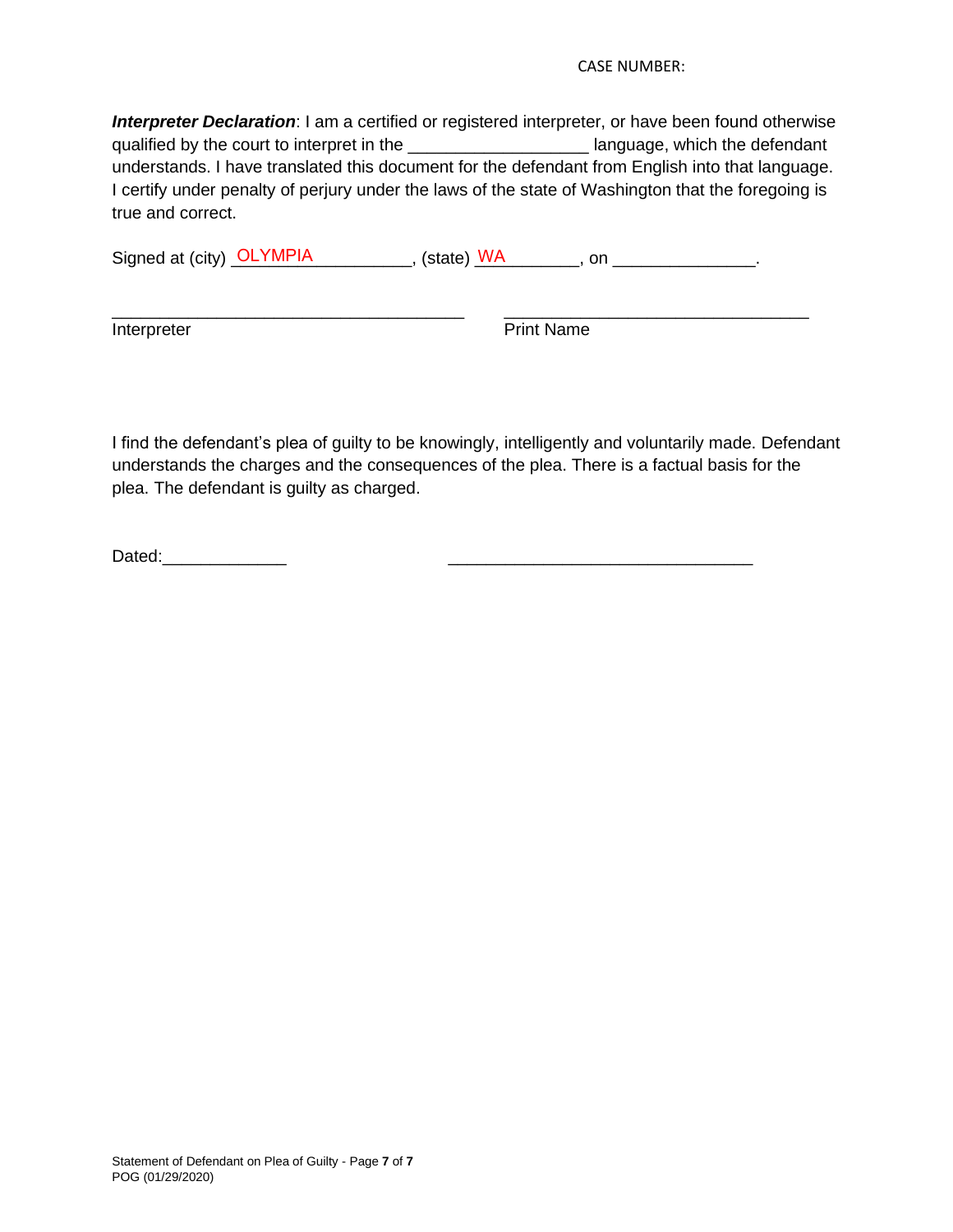CASE NUMBER:

***Interpreter Declaration***: I am a certified or registered interpreter, or have been found otherwise qualified by the court to interpret in the ___________________ language, which the defendant understands. I have translated this document for the defendant from English into that language. I certify under penalty of perjury under the laws of the state of Washington that the foregoing is true and correct.

Signed at (city) OLYMPIA__________, (state) WA________, on ______________.

_____________________________________ _______________________________

Interpreter Print Name

I find the defendant's plea of guilty to be knowingly, intelligently and voluntarily made. Defendant understands the charges and the consequences of the plea. There is a factual basis for the plea. The defendant is guilty as charged.

Dated:_____________ _______________________________

Statement of Defendant on Plea of Guilty - Page **7** of **7**
POG (01/29/2020)